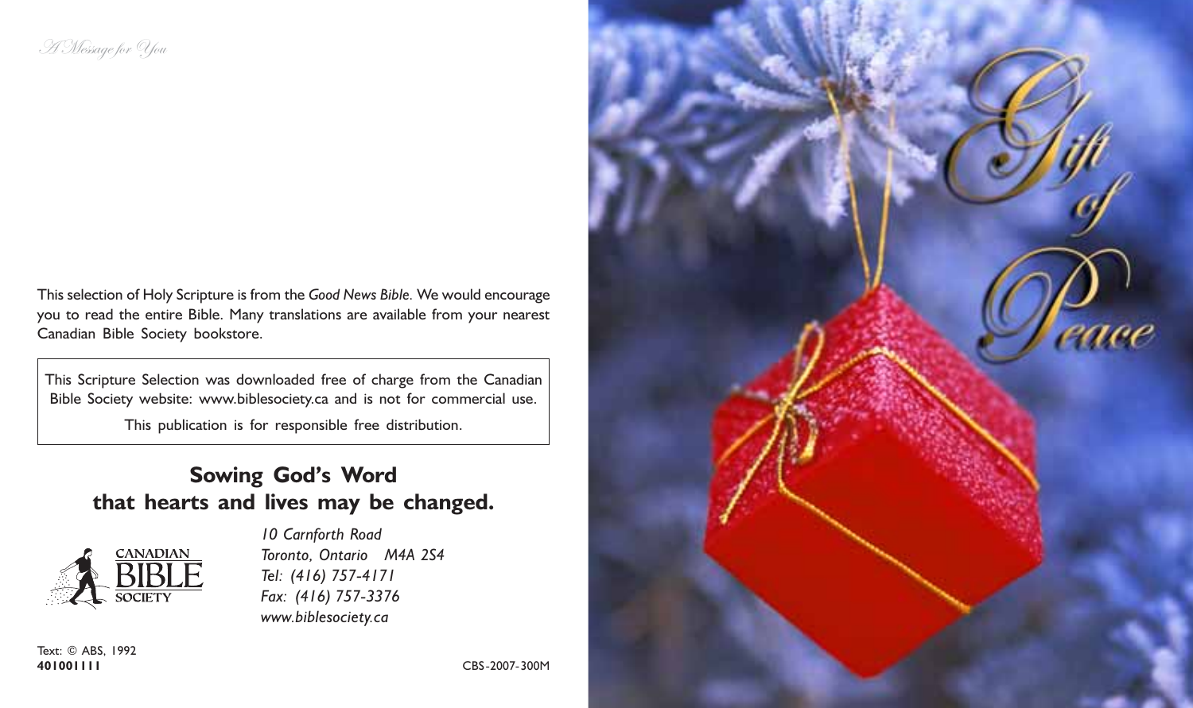*A Message for You*

This selection of Holy Scripture is from the *Good News Bible.* We would encourage you to read the entire Bible. Many translations are available from your nearest Canadian Bible Society bookstore.

> This Scripture Selection was downloaded free of charge from the Canadian Bible Society website: www.biblesociety.ca and is not for commercial use.
>
> This publication is for responsible free distribution.

## Sowing God's Word that hearts and lives may be changed.

CANADIAN BIBLE SOCIETY

*10 Carnforth Road*
*Toronto, Ontario M4A 2S4*
*Tel: (416) 757-4171*
*Fax: (416) 757-3376*
*www.biblesociety.ca*

Text: © ABS, 1992
**401001111**

CBS-2007-300M

# Gift of Peace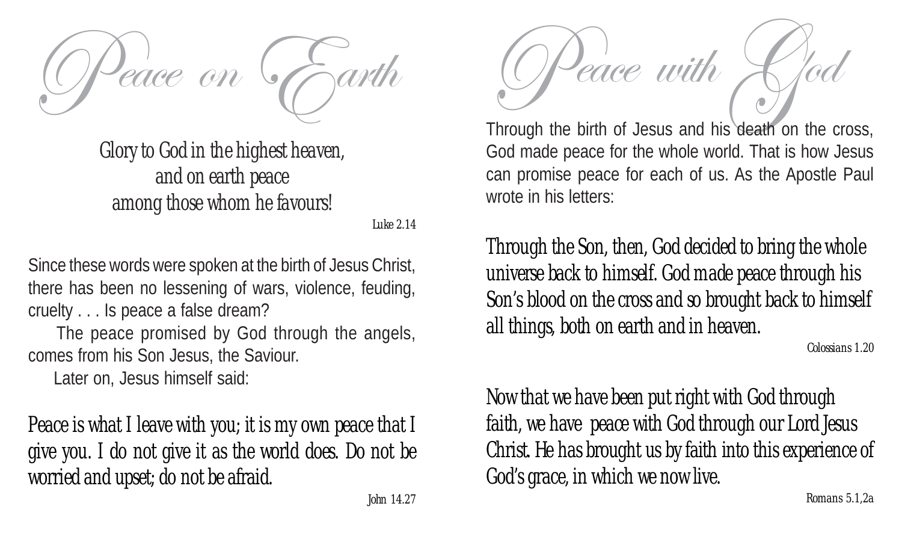# Peace on Earth

*Glory to God in the highest heaven,*
*and on earth peace*
*among those whom he favours!*

Luke 2.14

Since these words were spoken at the birth of Jesus Christ, there has been no lessening of wars, violence, feuding, cruelty . . . Is peace a false dream?

The peace promised by God through the angels, comes from his Son Jesus, the Saviour.

Later on, Jesus himself said:

*Peace is what I leave with you; it is my own peace that I give you. I do not give it as the world does. Do not be worried and upset; do not be afraid.*

John 14.27

# Peace with God

Through the birth of Jesus and his death on the cross, God made peace for the whole world. That is how Jesus can promise peace for each of us. As the Apostle Paul wrote in his letters:

*Through the Son, then, God decided to bring the whole universe back to himself. God made peace through his Son's blood on the cross and so brought back to himself all things, both on earth and in heaven.*

Colossians 1.20

*Now that we have been put right with God through faith, we have peace with God through our Lord Jesus Christ. He has brought us by faith into this experience of God's grace, in which we now live.*

Romans 5.1,2a